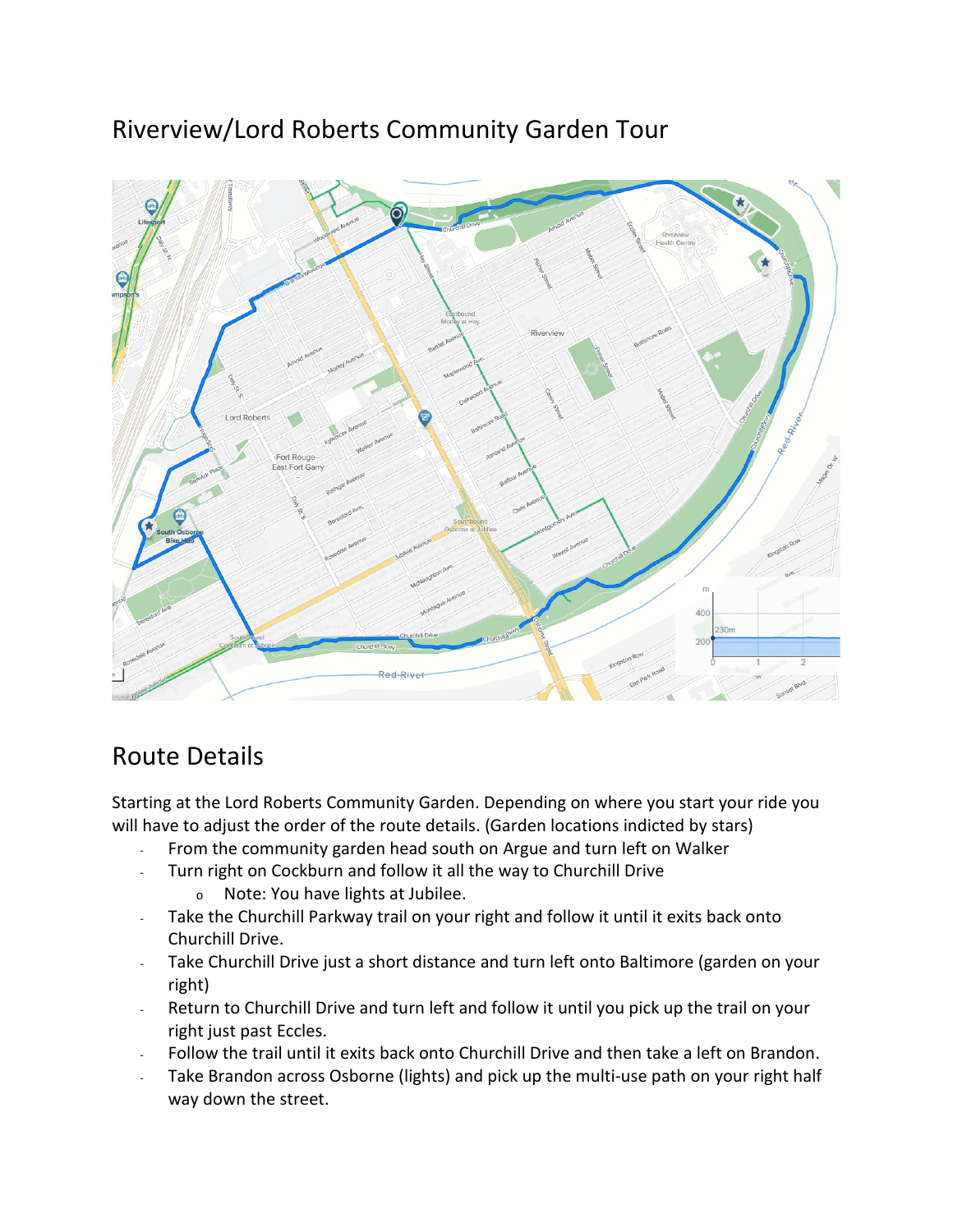# Riverview/Lord Roberts Community Garden Tour

## Route Details

Starting at the Lord Roberts Community Garden. Depending on where you start your ride you will have to adjust the order of the route details. (Garden locations indicted by stars)

- From the community garden head south on Argue and turn left on Walker
- Turn right on Cockburn and follow it all the way to Churchill Drive
    - Note: You have lights at Jubilee.
- Take the Churchill Parkway trail on your right and follow it until it exits back onto Churchill Drive.
- Take Churchill Drive just a short distance and turn left onto Baltimore (garden on your right)
- Return to Churchill Drive and turn left and follow it until you pick up the trail on your right just past Eccles.
- Follow the trail until it exits back onto Churchill Drive and then take a left on Brandon.
- Take Brandon across Osborne (lights) and pick up the multi-use path on your right half way down the street.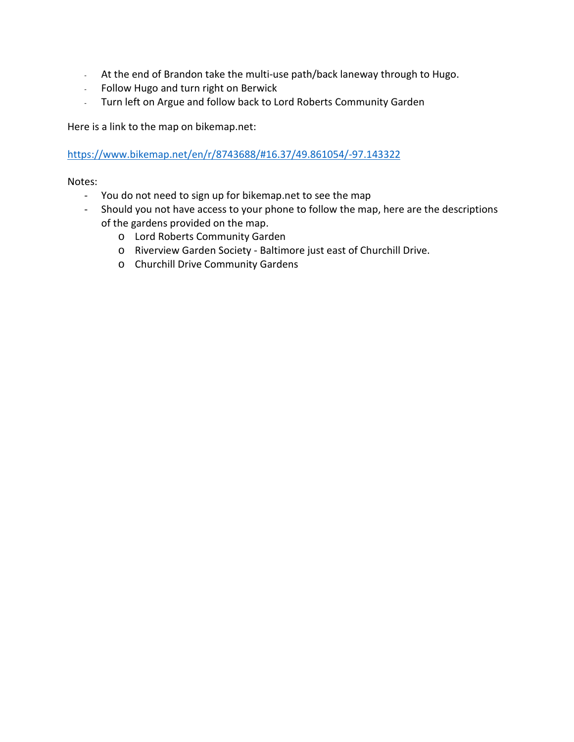- At the end of Brandon take the multi-use path/back laneway through to Hugo.
- Follow Hugo and turn right on Berwick
- Turn left on Argue and follow back to Lord Roberts Community Garden

Here is a link to the map on bikemap.net:

[https://www.bikemap.net/en/r/8743688/#16.37/49.861054/-97.143322](https://www.bikemap.net/en/r/8743688/#16.37/49.861054/-97.143322)

Notes:

- You do not need to sign up for bikemap.net to see the map
- Should you not have access to your phone to follow the map, here are the descriptions of the gardens provided on the map.
  - Lord Roberts Community Garden
  - Riverview Garden Society - Baltimore just east of Churchill Drive.
  - Churchill Drive Community Gardens